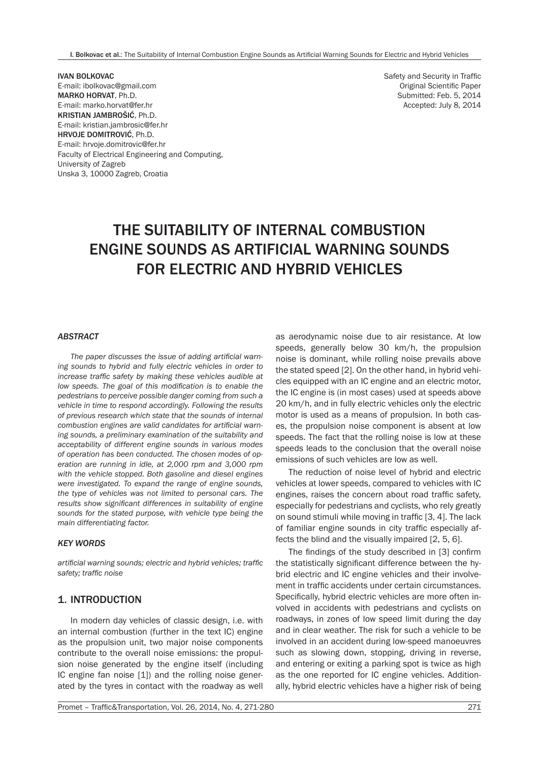IVAN BOLKOVAC
E-mail: ibolkovac@gmail.com
MARKO HORVAT, Ph.D.
E-mail: marko.horvat@fer.hr
KRISTIAN JAMBROŠIĆ, Ph.D.
E-mail: kristian.jambrosic@fer.hr
HRVOJE DOMITROVIĆ, Ph.D.
E-mail: hrvoje.domitrovic@fer.hr
Faculty of Electrical Engineering and Computing,
University of Zagreb
Unska 3, 10000 Zagreb, Croatia

Safety and Security in Traffic
Original Scientific Paper
Submitted: Feb. 5, 2014
Accepted: July 8, 2014

# THE SUITABILITY OF INTERNAL COMBUSTION ENGINE SOUNDS AS ARTIFICIAL WARNING SOUNDS FOR ELECTRIC AND HYBRID VEHICLES

### *ABSTRACT*

*The paper discusses the issue of adding artificial warning sounds to hybrid and fully electric vehicles in order to increase traffic safety by making these vehicles audible at low speeds. The goal of this modification is to enable the pedestrians to perceive possible danger coming from such a vehicle in time to respond accordingly. Following the results of previous research which state that the sounds of internal combustion engines are valid candidates for artificial warning sounds, a preliminary examination of the suitability and acceptability of different engine sounds in various modes of operation has been conducted. The chosen modes of operation are running in idle, at 2,000 rpm and 3,000 rpm with the vehicle stopped. Both gasoline and diesel engines were investigated. To expand the range of engine sounds, the type of vehicles was not limited to personal cars. The results show significant differences in suitability of engine sounds for the stated purpose, with vehicle type being the main differentiating factor.*

### *KEY WORDS*

*artificial warning sounds; electric and hybrid vehicles; traffic safety; traffic noise*

## 1. INTRODUCTION

In modern day vehicles of classic design, i.e. with an internal combustion (further in the text IC) engine as the propulsion unit, two major noise components contribute to the overall noise emissions: the propulsion noise generated by the engine itself (including IC engine fan noise [1]) and the rolling noise generated by the tyres in contact with the roadway as well as aerodynamic noise due to air resistance. At low speeds, generally below 30 km/h, the propulsion noise is dominant, while rolling noise prevails above the stated speed [2]. On the other hand, in hybrid vehicles equipped with an IC engine and an electric motor, the IC engine is (in most cases) used at speeds above 20 km/h, and in fully electric vehicles only the electric motor is used as a means of propulsion. In both cases, the propulsion noise component is absent at low speeds. The fact that the rolling noise is low at these speeds leads to the conclusion that the overall noise emissions of such vehicles are low as well.

The reduction of noise level of hybrid and electric vehicles at lower speeds, compared to vehicles with IC engines, raises the concern about road traffic safety, especially for pedestrians and cyclists, who rely greatly on sound stimuli while moving in traffic [3, 4]. The lack of familiar engine sounds in city traffic especially affects the blind and the visually impaired [2, 5, 6].

The findings of the study described in [3] confirm the statistically significant difference between the hybrid electric and IC engine vehicles and their involvement in traffic accidents under certain circumstances. Specifically, hybrid electric vehicles are more often involved in accidents with pedestrians and cyclists on roadways, in zones of low speed limit during the day and in clear weather. The risk for such a vehicle to be involved in an accident during low-speed manoeuvres such as slowing down, stopping, driving in reverse, and entering or exiting a parking spot is twice as high as the one reported for IC engine vehicles. Additionally, hybrid electric vehicles have a higher risk of being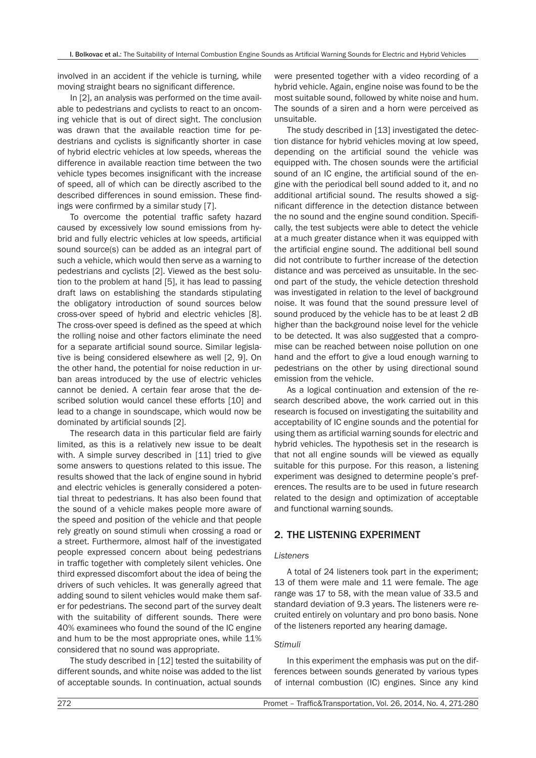involved in an accident if the vehicle is turning, while moving straight bears no significant difference.

In [2], an analysis was performed on the time available to pedestrians and cyclists to react to an oncoming vehicle that is out of direct sight. The conclusion was drawn that the available reaction time for pedestrians and cyclists is significantly shorter in case of hybrid electric vehicles at low speeds, whereas the difference in available reaction time between the two vehicle types becomes insignificant with the increase of speed, all of which can be directly ascribed to the described differences in sound emission. These findings were confirmed by a similar study [7].

To overcome the potential traffic safety hazard caused by excessively low sound emissions from hybrid and fully electric vehicles at low speeds, artificial sound source(s) can be added as an integral part of such a vehicle, which would then serve as a warning to pedestrians and cyclists [2]. Viewed as the best solution to the problem at hand [5], it has lead to passing draft laws on establishing the standards stipulating the obligatory introduction of sound sources below cross-over speed of hybrid and electric vehicles [8]. The cross-over speed is defined as the speed at which the rolling noise and other factors eliminate the need for a separate artificial sound source. Similar legislative is being considered elsewhere as well [2, 9]. On the other hand, the potential for noise reduction in urban areas introduced by the use of electric vehicles cannot be denied. A certain fear arose that the described solution would cancel these efforts [10] and lead to a change in soundscape, which would now be dominated by artificial sounds [2].

The research data in this particular field are fairly limited, as this is a relatively new issue to be dealt with. A simple survey described in [11] tried to give some answers to questions related to this issue. The results showed that the lack of engine sound in hybrid and electric vehicles is generally considered a potential threat to pedestrians. It has also been found that the sound of a vehicle makes people more aware of the speed and position of the vehicle and that people rely greatly on sound stimuli when crossing a road or a street. Furthermore, almost half of the investigated people expressed concern about being pedestrians in traffic together with completely silent vehicles. One third expressed discomfort about the idea of being the drivers of such vehicles. It was generally agreed that adding sound to silent vehicles would make them safer for pedestrians. The second part of the survey dealt with the suitability of different sounds. There were 40% examinees who found the sound of the IC engine and hum to be the most appropriate ones, while 11% considered that no sound was appropriate.

The study described in [12] tested the suitability of different sounds, and white noise was added to the list of acceptable sounds. In continuation, actual sounds were presented together with a video recording of a hybrid vehicle. Again, engine noise was found to be the most suitable sound, followed by white noise and hum. The sounds of a siren and a horn were perceived as unsuitable.

The study described in [13] investigated the detection distance for hybrid vehicles moving at low speed, depending on the artificial sound the vehicle was equipped with. The chosen sounds were the artificial sound of an IC engine, the artificial sound of the engine with the periodical bell sound added to it, and no additional artificial sound. The results showed a significant difference in the detection distance between the no sound and the engine sound condition. Specifically, the test subjects were able to detect the vehicle at a much greater distance when it was equipped with the artificial engine sound. The additional bell sound did not contribute to further increase of the detection distance and was perceived as unsuitable. In the second part of the study, the vehicle detection threshold was investigated in relation to the level of background noise. It was found that the sound pressure level of sound produced by the vehicle has to be at least 2 dB higher than the background noise level for the vehicle to be detected. It was also suggested that a compromise can be reached between noise pollution on one hand and the effort to give a loud enough warning to pedestrians on the other by using directional sound emission from the vehicle.

As a logical continuation and extension of the research described above, the work carried out in this research is focused on investigating the suitability and acceptability of IC engine sounds and the potential for using them as artificial warning sounds for electric and hybrid vehicles. The hypothesis set in the research is that not all engine sounds will be viewed as equally suitable for this purpose. For this reason, a listening experiment was designed to determine people's preferences. The results are to be used in future research related to the design and optimization of acceptable and functional warning sounds.

## 2. THE LISTENING EXPERIMENT

*Listeners*

A total of 24 listeners took part in the experiment; 13 of them were male and 11 were female. The age range was 17 to 58, with the mean value of 33.5 and standard deviation of 9.3 years. The listeners were recruited entirely on voluntary and pro bono basis. None of the listeners reported any hearing damage.

*Stimuli*

In this experiment the emphasis was put on the differences between sounds generated by various types of internal combustion (IC) engines. Since any kind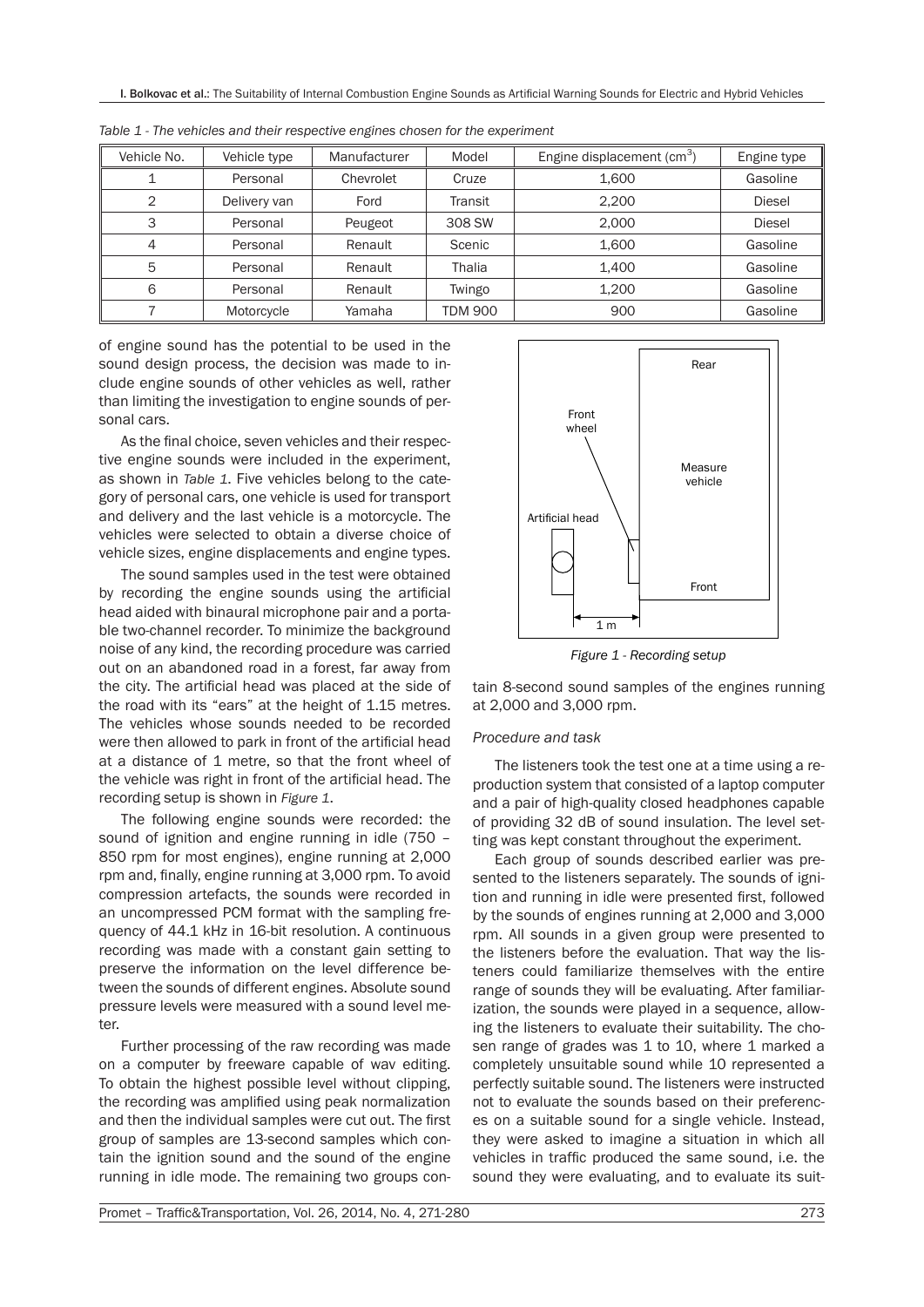*Table 1 - The vehicles and their respective engines chosen for the experiment*

| Vehicle No. | Vehicle type | Manufacturer | Model | Engine displacement ($cm^3$) | Engine type |
|---|---|---|---|---|---|
| 1 | Personal | Chevrolet | Cruze | 1,600 | Gasoline |
| 2 | Delivery van | Ford | Transit | 2,200 | Diesel |
| 3 | Personal | Peugeot | 308 SW | 2,000 | Diesel |
| 4 | Personal | Renault | Scenic | 1,600 | Gasoline |
| 5 | Personal | Renault | Thalia | 1,400 | Gasoline |
| 6 | Personal | Renault | Twingo | 1,200 | Gasoline |
| 7 | Motorcycle | Yamaha | TDM 900 | 900 | Gasoline |

of engine sound has the potential to be used in the sound design process, the decision was made to include engine sounds of other vehicles as well, rather than limiting the investigation to engine sounds of personal cars.

As the final choice, seven vehicles and their respective engine sounds were included in the experiment, as shown in *Table 1*. Five vehicles belong to the category of personal cars, one vehicle is used for transport and delivery and the last vehicle is a motorcycle. The vehicles were selected to obtain a diverse choice of vehicle sizes, engine displacements and engine types.

The sound samples used in the test were obtained by recording the engine sounds using the artificial head aided with binaural microphone pair and a portable two-channel recorder. To minimize the background noise of any kind, the recording procedure was carried out on an abandoned road in a forest, far away from the city. The artificial head was placed at the side of the road with its "ears" at the height of 1.15 metres. The vehicles whose sounds needed to be recorded were then allowed to park in front of the artificial head at a distance of 1 metre, so that the front wheel of the vehicle was right in front of the artificial head. The recording setup is shown in *Figure 1*.

Rear

Front wheel

Measure vehicle

Artificial head

Front

1 m

*Figure 1 - Recording setup*

The following engine sounds were recorded: the sound of ignition and engine running in idle (750 – 850 rpm for most engines), engine running at 2,000 rpm and, finally, engine running at 3,000 rpm. To avoid compression artefacts, the sounds were recorded in an uncompressed PCM format with the sampling frequency of 44.1 kHz in 16-bit resolution. A continuous recording was made with a constant gain setting to preserve the information on the level difference between the sounds of different engines. Absolute sound pressure levels were measured with a sound level meter.

Further processing of the raw recording was made on a computer by freeware capable of wav editing. To obtain the highest possible level without clipping, the recording was amplified using peak normalization and then the individual samples were cut out. The first group of samples are 13-second samples which contain the ignition sound and the sound of the engine running in idle mode. The remaining two groups contain 8-second sound samples of the engines running at 2,000 and 3,000 rpm.

### *Procedure and task*

The listeners took the test one at a time using a reproduction system that consisted of a laptop computer and a pair of high-quality closed headphones capable of providing 32 dB of sound insulation. The level setting was kept constant throughout the experiment.

Each group of sounds described earlier was presented to the listeners separately. The sounds of ignition and running in idle were presented first, followed by the sounds of engines running at 2,000 and 3,000 rpm. All sounds in a given group were presented to the listeners before the evaluation. That way the listeners could familiarize themselves with the entire range of sounds they will be evaluating. After familiarization, the sounds were played in a sequence, allowing the listeners to evaluate their suitability. The chosen range of grades was 1 to 10, where 1 marked a completely unsuitable sound while 10 represented a perfectly suitable sound. The listeners were instructed not to evaluate the sounds based on their preferences on a suitable sound for a single vehicle. Instead, they were asked to imagine a situation in which all vehicles in traffic produced the same sound, i.e. the sound they were evaluating, and to evaluate its suit-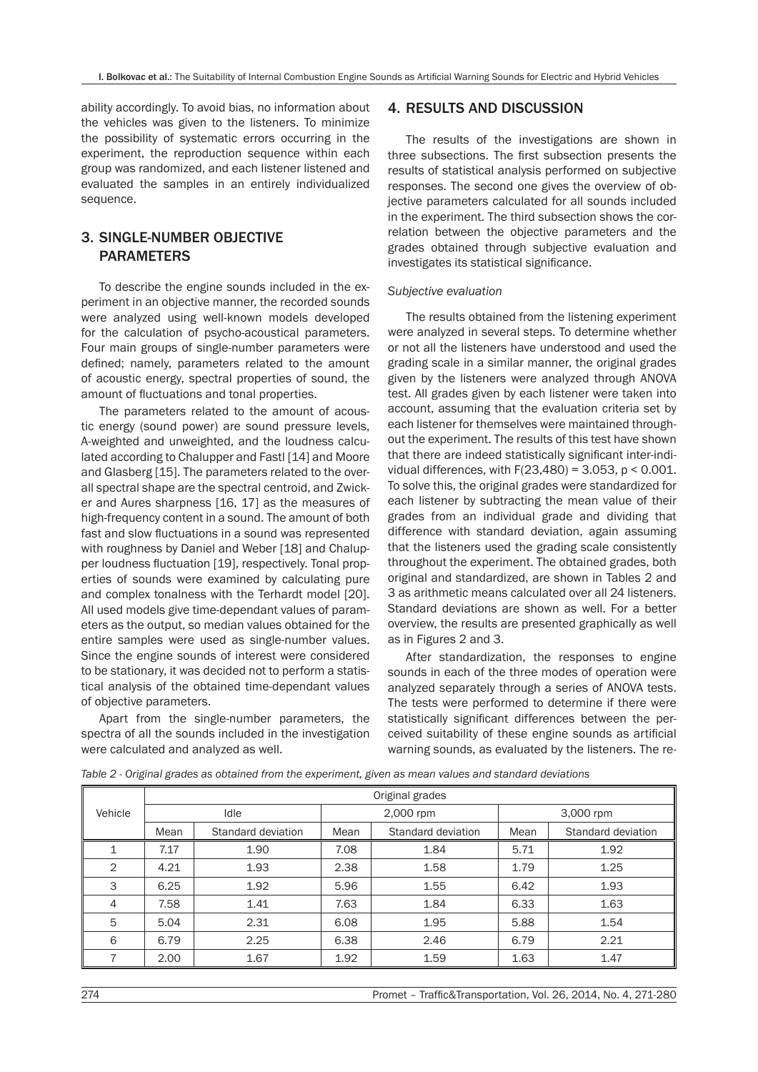ability accordingly. To avoid bias, no information about the vehicles was given to the listeners. To minimize the possibility of systematic errors occurring in the experiment, the reproduction sequence within each group was randomized, and each listener listened and evaluated the samples in an entirely individualized sequence.

## 3. SINGLE-NUMBER OBJECTIVE PARAMETERS

To describe the engine sounds included in the experiment in an objective manner, the recorded sounds were analyzed using well-known models developed for the calculation of psycho-acoustical parameters. Four main groups of single-number parameters were defined; namely, parameters related to the amount of acoustic energy, spectral properties of sound, the amount of fluctuations and tonal properties.

The parameters related to the amount of acoustic energy (sound power) are sound pressure levels, A-weighted and unweighted, and the loudness calculated according to Chalupper and Fastl [14] and Moore and Glasberg [15]. The parameters related to the overall spectral shape are the spectral centroid, and Zwicker and Aures sharpness [16, 17] as the measures of high-frequency content in a sound. The amount of both fast and slow fluctuations in a sound was represented with roughness by Daniel and Weber [18] and Chalupper loudness fluctuation [19], respectively. Tonal properties of sounds were examined by calculating pure and complex tonalness with the Terhardt model [20]. All used models give time-dependant values of parameters as the output, so median values obtained for the entire samples were used as single-number values. Since the engine sounds of interest were considered to be stationary, it was decided not to perform a statistical analysis of the obtained time-dependant values of objective parameters.

Apart from the single-number parameters, the spectra of all the sounds included in the investigation were calculated and analyzed as well.

## 4. RESULTS AND DISCUSSION

The results of the investigations are shown in three subsections. The first subsection presents the results of statistical analysis performed on subjective responses. The second one gives the overview of objective parameters calculated for all sounds included in the experiment. The third subsection shows the correlation between the objective parameters and the grades obtained through subjective evaluation and investigates its statistical significance.

*Subjective evaluation*

The results obtained from the listening experiment were analyzed in several steps. To determine whether or not all the listeners have understood and used the grading scale in a similar manner, the original grades given by the listeners were analyzed through ANOVA test. All grades given by each listener were taken into account, assuming that the evaluation criteria set by each listener for themselves were maintained throughout the experiment. The results of this test have shown that there are indeed statistically significant inter-individual differences, with $F(23,480) = 3.053$, $p < 0.001$. To solve this, the original grades were standardized for each listener by subtracting the mean value of their grades from an individual grade and dividing that difference with standard deviation, again assuming that the listeners used the grading scale consistently throughout the experiment. The obtained grades, both original and standardized, are shown in Tables 2 and 3 as arithmetic means calculated over all 24 listeners. Standard deviations are shown as well. For a better overview, the results are presented graphically as well as in Figures 2 and 3.

After standardization, the responses to engine sounds in each of the three modes of operation were analyzed separately through a series of ANOVA tests. The tests were performed to determine if there were statistically significant differences between the perceived suitability of these engine sounds as artificial warning sounds, as evaluated by the listeners. The re-

*Table 2 - Original grades as obtained from the experiment, given as mean values and standard deviations*

| Vehicle | Original grades | | | | | |
|---|---|---|---|---|---|---|
| | Idle | | 2,000 rpm | | 3,000 rpm | |
| | Mean | Standard deviation | Mean | Standard deviation | Mean | Standard deviation |
| 1 | 7.17 | 1.90 | 7.08 | 1.84 | 5.71 | 1.92 |
| 2 | 4.21 | 1.93 | 2.38 | 1.58 | 1.79 | 1.25 |
| 3 | 6.25 | 1.92 | 5.96 | 1.55 | 6.42 | 1.93 |
| 4 | 7.58 | 1.41 | 7.63 | 1.84 | 6.33 | 1.63 |
| 5 | 5.04 | 2.31 | 6.08 | 1.95 | 5.88 | 1.54 |
| 6 | 6.79 | 2.25 | 6.38 | 2.46 | 6.79 | 2.21 |
| 7 | 2.00 | 1.67 | 1.92 | 1.59 | 1.63 | 1.47 |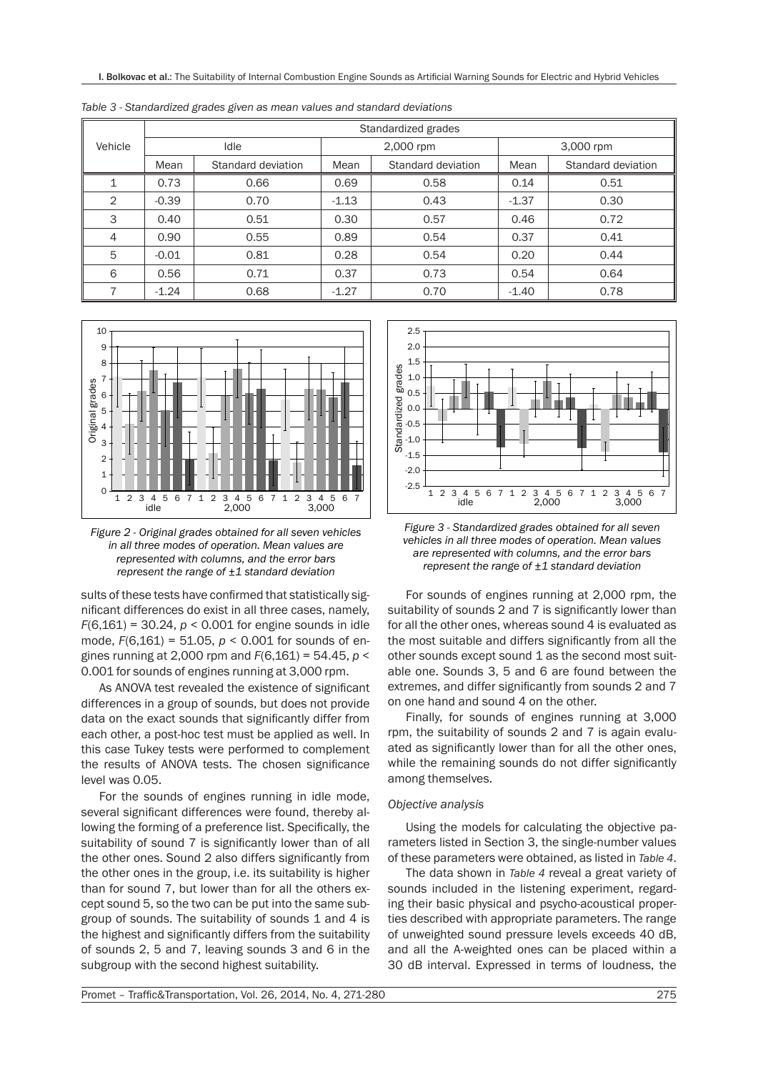*Table 3 - Standardized grades given as mean values and standard deviations*

| Vehicle | Standardized grades | | | | | |
|---|---|---|---|---|---|---|
| | Idle | | 2,000 rpm | | 3,000 rpm | |
| | Mean | Standard deviation | Mean | Standard deviation | Mean | Standard deviation |
| 1 | 0.73 | 0.66 | 0.69 | 0.58 | 0.14 | 0.51 |
| 2 | -0.39 | 0.70 | -1.13 | 0.43 | -1.37 | 0.30 |
| 3 | 0.40 | 0.51 | 0.30 | 0.57 | 0.46 | 0.72 |
| 4 | 0.90 | 0.55 | 0.89 | 0.54 | 0.37 | 0.41 |
| 5 | -0.01 | 0.81 | 0.28 | 0.54 | 0.20 | 0.44 |
| 6 | 0.56 | 0.71 | 0.37 | 0.73 | 0.54 | 0.64 |
| 7 | -1.24 | 0.68 | -1.27 | 0.70 | -1.40 | 0.78 |

*Figure 2 - Original grades obtained for all seven vehicles in all three modes of operation. Mean values are represented with columns, and the error bars represent the range of ±1 standard deviation*

*Figure 3 - Standardized grades obtained for all seven vehicles in all three modes of operation. Mean values are represented with columns, and the error bars represent the range of ±1 standard deviation*

sults of these tests have confirmed that statistically significant differences do exist in all three cases, namely, $F(6,161) = 30.24$, $p < 0.001$ for engine sounds in idle mode, $F(6,161) = 51.05$, $p < 0.001$ for sounds of engines running at 2,000 rpm and $F(6,161) = 54.45$, $p < 0.001$ for sounds of engines running at 3,000 rpm.

As ANOVA test revealed the existence of significant differences in a group of sounds, but does not provide data on the exact sounds that significantly differ from each other, a post-hoc test must be applied as well. In this case Tukey tests were performed to complement the results of ANOVA tests. The chosen significance level was 0.05.

For the sounds of engines running in idle mode, several significant differences were found, thereby allowing the forming of a preference list. Specifically, the suitability of sound 7 is significantly lower than of all the other ones. Sound 2 also differs significantly from the other ones in the group, i.e. its suitability is higher than for sound 7, but lower than for all the others except sound 5, so the two can be put into the same subgroup of sounds. The suitability of sounds 1 and 4 is the highest and significantly differs from the suitability of sounds 2, 5 and 7, leaving sounds 3 and 6 in the subgroup with the second highest suitability.

For sounds of engines running at 2,000 rpm, the suitability of sounds 2 and 7 is significantly lower than for all the other ones, whereas sound 4 is evaluated as the most suitable and differs significantly from all the other sounds except sound 1 as the second most suitable one. Sounds 3, 5 and 6 are found between the extremes, and differ significantly from sounds 2 and 7 on one hand and sound 4 on the other.

Finally, for sounds of engines running at 3,000 rpm, the suitability of sounds 2 and 7 is again evaluated as significantly lower than for all the other ones, while the remaining sounds do not differ significantly among themselves.

*Objective analysis*

Using the models for calculating the objective parameters listed in Section 3, the single-number values of these parameters were obtained, as listed in *Table 4*.

The data shown in *Table 4* reveal a great variety of sounds included in the listening experiment, regarding their basic physical and psycho-acoustical properties described with appropriate parameters. The range of unweighted sound pressure levels exceeds 40 dB, and all the A-weighted ones can be placed within a 30 dB interval. Expressed in terms of loudness, the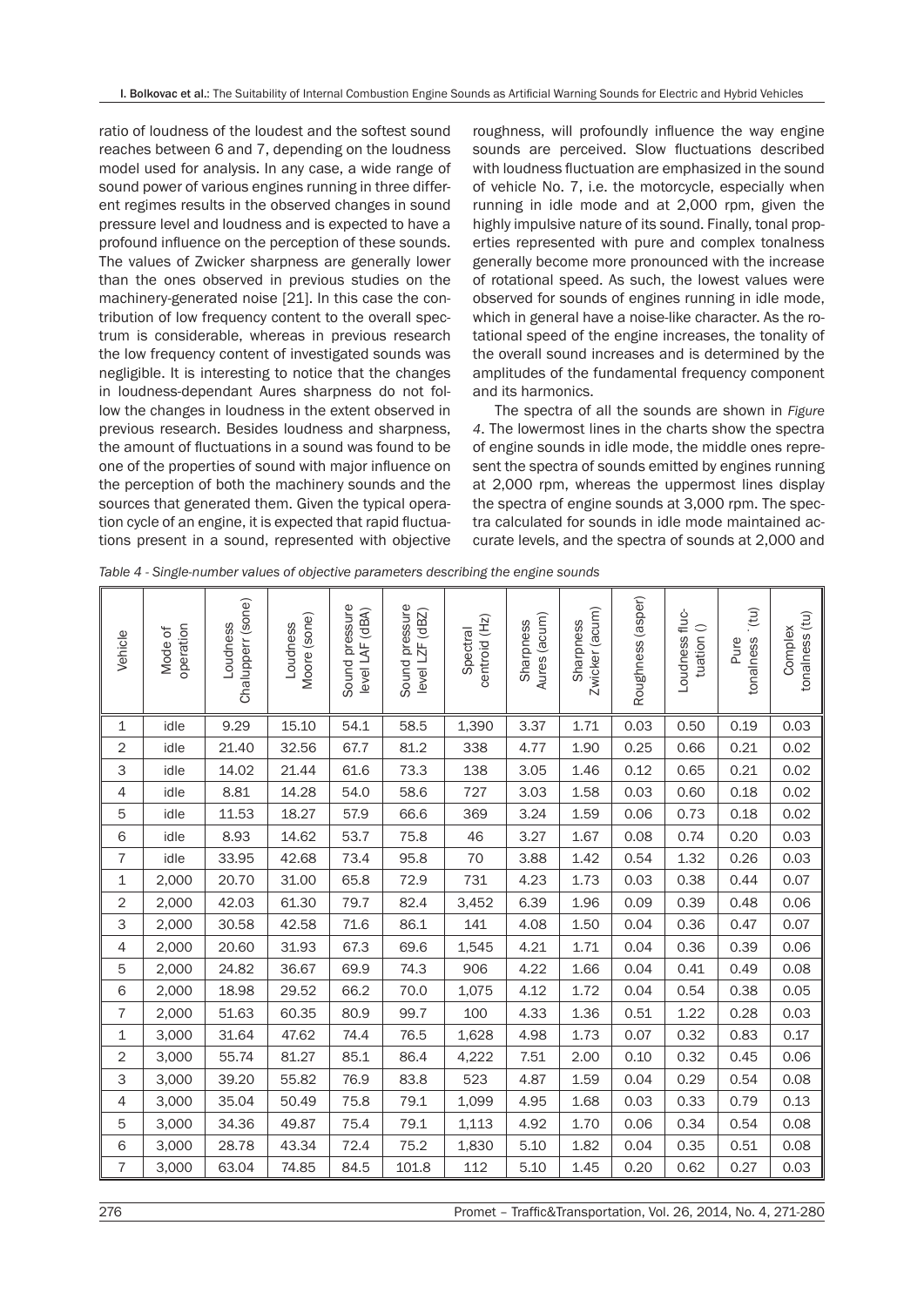ratio of loudness of the loudest and the softest sound reaches between 6 and 7, depending on the loudness model used for analysis. In any case, a wide range of sound power of various engines running in three different regimes results in the observed changes in sound pressure level and loudness and is expected to have a profound influence on the perception of these sounds. The values of Zwicker sharpness are generally lower than the ones observed in previous studies on the machinery-generated noise [21]. In this case the contribution of low frequency content to the overall spectrum is considerable, whereas in previous research the low frequency content of investigated sounds was negligible. It is interesting to notice that the changes in loudness-dependant Aures sharpness do not follow the changes in loudness in the extent observed in previous research. Besides loudness and sharpness, the amount of fluctuations in a sound was found to be one of the properties of sound with major influence on the perception of both the machinery sounds and the sources that generated them. Given the typical operation cycle of an engine, it is expected that rapid fluctuations present in a sound, represented with objective roughness, will profoundly influence the way engine sounds are perceived. Slow fluctuations described with loudness fluctuation are emphasized in the sound of vehicle No. 7, i.e. the motorcycle, especially when running in idle mode and at 2,000 rpm, given the highly impulsive nature of its sound. Finally, tonal properties represented with pure and complex tonalness generally become more pronounced with the increase of rotational speed. As such, the lowest values were observed for sounds of engines running in idle mode, which in general have a noise-like character. As the rotational speed of the engine increases, the tonality of the overall sound increases and is determined by the amplitudes of the fundamental frequency component and its harmonics.

The spectra of all the sounds are shown in *Figure 4*. The lowermost lines in the charts show the spectra of engine sounds in idle mode, the middle ones represent the spectra of sounds emitted by engines running at 2,000 rpm, whereas the uppermost lines display the spectra of engine sounds at 3,000 rpm. The spectra calculated for sounds in idle mode maintained accurate levels, and the spectra of sounds at 2,000 and

*Table 4 - Single-number values of objective parameters describing the engine sounds*

| Vehicle | Mode of operation | Loudness Chalupperr (sone) | Loudness Moore (sone) | Sound pressure level LAF (dBA) | Sound pressure level LZF (dBZ) | Spectral centroid (Hz) | Sharpness Aures (acum) | Sharpness Zwicker (acum) | Roughness (asper) | Loudness fluctuation () | Pure tonalness (tu) | Complex tonalness (tu) |
|---|---|---|---|---|---|---|---|---|---|---|---|---|
| 1 | idle | 9.29 | 15.10 | 54.1 | 58.5 | 1,390 | 3.37 | 1.71 | 0.03 | 0.50 | 0.19 | 0.03 |
| 2 | idle | 21.40 | 32.56 | 67.7 | 81.2 | 338 | 4.77 | 1.90 | 0.25 | 0.66 | 0.21 | 0.02 |
| 3 | idle | 14.02 | 21.44 | 61.6 | 73.3 | 138 | 3.05 | 1.46 | 0.12 | 0.65 | 0.21 | 0.02 |
| 4 | idle | 8.81 | 14.28 | 54.0 | 58.6 | 727 | 3.03 | 1.58 | 0.03 | 0.60 | 0.18 | 0.02 |
| 5 | idle | 11.53 | 18.27 | 57.9 | 66.6 | 369 | 3.24 | 1.59 | 0.06 | 0.73 | 0.18 | 0.02 |
| 6 | idle | 8.93 | 14.62 | 53.7 | 75.8 | 46 | 3.27 | 1.67 | 0.08 | 0.74 | 0.20 | 0.03 |
| 7 | idle | 33.95 | 42.68 | 73.4 | 95.8 | 70 | 3.88 | 1.42 | 0.54 | 1.32 | 0.26 | 0.03 |
| 1 | 2,000 | 20.70 | 31.00 | 65.8 | 72.9 | 731 | 4.23 | 1.73 | 0.03 | 0.38 | 0.44 | 0.07 |
| 2 | 2,000 | 42.03 | 61.30 | 79.7 | 82.4 | 3,452 | 6.39 | 1.96 | 0.09 | 0.39 | 0.48 | 0.06 |
| 3 | 2,000 | 30.58 | 42.58 | 71.6 | 86.1 | 141 | 4.08 | 1.50 | 0.04 | 0.36 | 0.47 | 0.07 |
| 4 | 2,000 | 20.60 | 31.93 | 67.3 | 69.6 | 1,545 | 4.21 | 1.71 | 0.04 | 0.36 | 0.39 | 0.06 |
| 5 | 2,000 | 24.82 | 36.67 | 69.9 | 74.3 | 906 | 4.22 | 1.66 | 0.04 | 0.41 | 0.49 | 0.08 |
| 6 | 2,000 | 18.98 | 29.52 | 66.2 | 70.0 | 1,075 | 4.12 | 1.72 | 0.04 | 0.54 | 0.38 | 0.05 |
| 7 | 2,000 | 51.63 | 60.35 | 80.9 | 99.7 | 100 | 4.33 | 1.36 | 0.51 | 1.22 | 0.28 | 0.03 |
| 1 | 3,000 | 31.64 | 47.62 | 74.4 | 76.5 | 1,628 | 4.98 | 1.73 | 0.07 | 0.32 | 0.83 | 0.17 |
| 2 | 3,000 | 55.74 | 81.27 | 85.1 | 86.4 | 4,222 | 7.51 | 2.00 | 0.10 | 0.32 | 0.45 | 0.06 |
| 3 | 3,000 | 39.20 | 55.82 | 76.9 | 83.8 | 523 | 4.87 | 1.59 | 0.04 | 0.29 | 0.54 | 0.08 |
| 4 | 3,000 | 35.04 | 50.49 | 75.8 | 79.1 | 1,099 | 4.95 | 1.68 | 0.03 | 0.33 | 0.79 | 0.13 |
| 5 | 3,000 | 34.36 | 49.87 | 75.4 | 79.1 | 1,113 | 4.92 | 1.70 | 0.06 | 0.34 | 0.54 | 0.08 |
| 6 | 3,000 | 28.78 | 43.34 | 72.4 | 75.2 | 1,830 | 5.10 | 1.82 | 0.04 | 0.35 | 0.51 | 0.08 |
| 7 | 3,000 | 63.04 | 74.85 | 84.5 | 101.8 | 112 | 5.10 | 1.45 | 0.20 | 0.62 | 0.27 | 0.03 |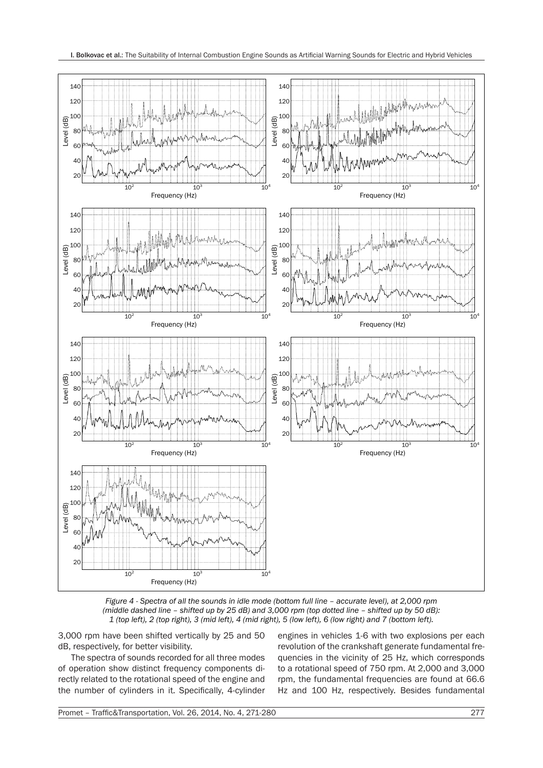*Figure 4 - Spectra of all the sounds in idle mode (bottom full line – accurate level), at 2,000 rpm (middle dashed line – shifted up by 25 dB) and 3,000 rpm (top dotted line – shifted up by 50 dB): 1 (top left), 2 (top right), 3 (mid left), 4 (mid right), 5 (low left), 6 (low right) and 7 (bottom left).*

3,000 rpm have been shifted vertically by 25 and 50 dB, respectively, for better visibility.

The spectra of sounds recorded for all three modes of operation show distinct frequency components directly related to the rotational speed of the engine and the number of cylinders in it. Specifically, 4-cylinder engines in vehicles 1-6 with two explosions per each revolution of the crankshaft generate fundamental frequencies in the vicinity of 25 Hz, which corresponds to a rotational speed of 750 rpm. At 2,000 and 3,000 rpm, the fundamental frequencies are found at 66.6 Hz and 100 Hz, respectively. Besides fundamental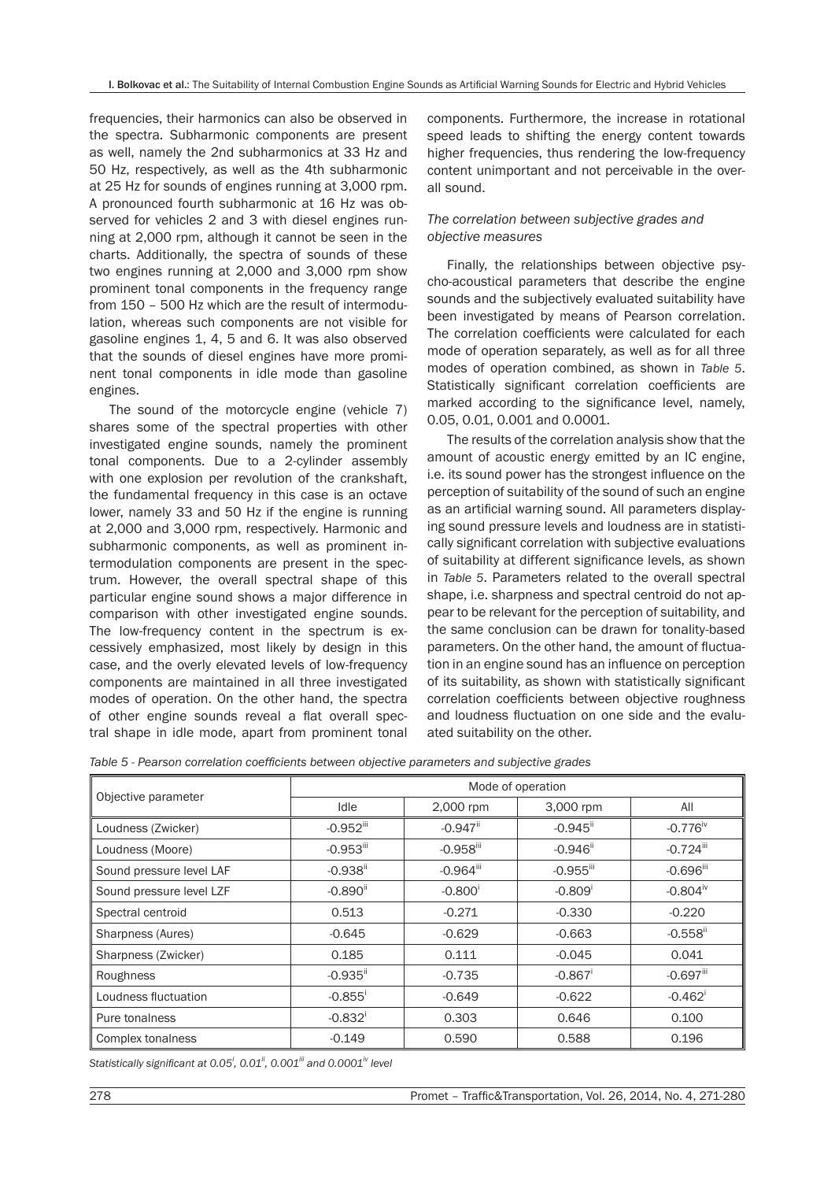frequencies, their harmonics can also be observed in the spectra. Subharmonic components are present as well, namely the 2nd subharmonics at 33 Hz and 50 Hz, respectively, as well as the 4th subharmonic at 25 Hz for sounds of engines running at 3,000 rpm. A pronounced fourth subharmonic at 16 Hz was observed for vehicles 2 and 3 with diesel engines running at 2,000 rpm, although it cannot be seen in the charts. Additionally, the spectra of sounds of these two engines running at 2,000 and 3,000 rpm show prominent tonal components in the frequency range from 150 – 500 Hz which are the result of intermodulation, whereas such components are not visible for gasoline engines 1, 4, 5 and 6. It was also observed that the sounds of diesel engines have more prominent tonal components in idle mode than gasoline engines.

The sound of the motorcycle engine (vehicle 7) shares some of the spectral properties with other investigated engine sounds, namely the prominent tonal components. Due to a 2-cylinder assembly with one explosion per revolution of the crankshaft, the fundamental frequency in this case is an octave lower, namely 33 and 50 Hz if the engine is running at 2,000 and 3,000 rpm, respectively. Harmonic and subharmonic components, as well as prominent intermodulation components are present in the spectrum. However, the overall spectral shape of this particular engine sound shows a major difference in comparison with other investigated engine sounds. The low-frequency content in the spectrum is excessively emphasized, most likely by design in this case, and the overly elevated levels of low-frequency components are maintained in all three investigated modes of operation. On the other hand, the spectra of other engine sounds reveal a flat overall spectral shape in idle mode, apart from prominent tonal components. Furthermore, the increase in rotational speed leads to shifting the energy content towards higher frequencies, thus rendering the low-frequency content unimportant and not perceivable in the overall sound.

*The correlation between subjective grades and objective measures*

Finally, the relationships between objective psycho-acoustical parameters that describe the engine sounds and the subjectively evaluated suitability have been investigated by means of Pearson correlation. The correlation coefficients were calculated for each mode of operation separately, as well as for all three modes of operation combined, as shown in *Table 5*. Statistically significant correlation coefficients are marked according to the significance level, namely, 0.05, 0.01, 0.001 and 0.0001.

The results of the correlation analysis show that the amount of acoustic energy emitted by an IC engine, i.e. its sound power has the strongest influence on the perception of suitability of the sound of such an engine as an artificial warning sound. All parameters displaying sound pressure levels and loudness are in statistically significant correlation with subjective evaluations of suitability at different significance levels, as shown in *Table 5*. Parameters related to the overall spectral shape, i.e. sharpness and spectral centroid do not appear to be relevant for the perception of suitability, and the same conclusion can be drawn for tonality-based parameters. On the other hand, the amount of fluctuation in an engine sound has an influence on perception of its suitability, as shown with statistically significant correlation coefficients between objective roughness and loudness fluctuation on one side and the evaluated suitability on the other.

*Table 5 - Pearson correlation coefficients between objective parameters and subjective grades*

| Objective parameter | Mode of operation | | | |
|---|---|---|---|---|
| | Idle | 2,000 rpm | 3,000 rpm | All |
| Loudness (Zwicker) | -0.952[iii] | -0.947[ii] | -0.945[ii] | -0.776[iv] |
| Loudness (Moore) | -0.953[iii] | -0.958[iii] | -0.946[ii] | -0.724[iii] |
| Sound pressure level LAF | -0.938[ii] | -0.964[iii] | -0.955[iii] | -0.696[iii] |
| Sound pressure level LZF | -0.890[ii] | -0.800[i] | -0.809[i] | -0.804[iv] |
| Spectral centroid | 0.513 | -0.271 | -0.330 | -0.220 |
| Sharpness (Aures) | -0.645 | -0.629 | -0.663 | -0.558[ii] |
| Sharpness (Zwicker) | 0.185 | 0.111 | -0.045 | 0.041 |
| Roughness | -0.935[ii] | -0.735 | -0.867[i] | -0.697[iii] |
| Loudness fluctuation | -0.855[i] | -0.649 | -0.622 | -0.462[i] |
| Pure tonalness | -0.832[i] | 0.303 | 0.646 | 0.100 |
| Complex tonalness | -0.149 | 0.590 | 0.588 | 0.196 |

*Statistically significant at 0.05[i], 0.01[ii], 0.001[iii] and 0.0001[iv] level*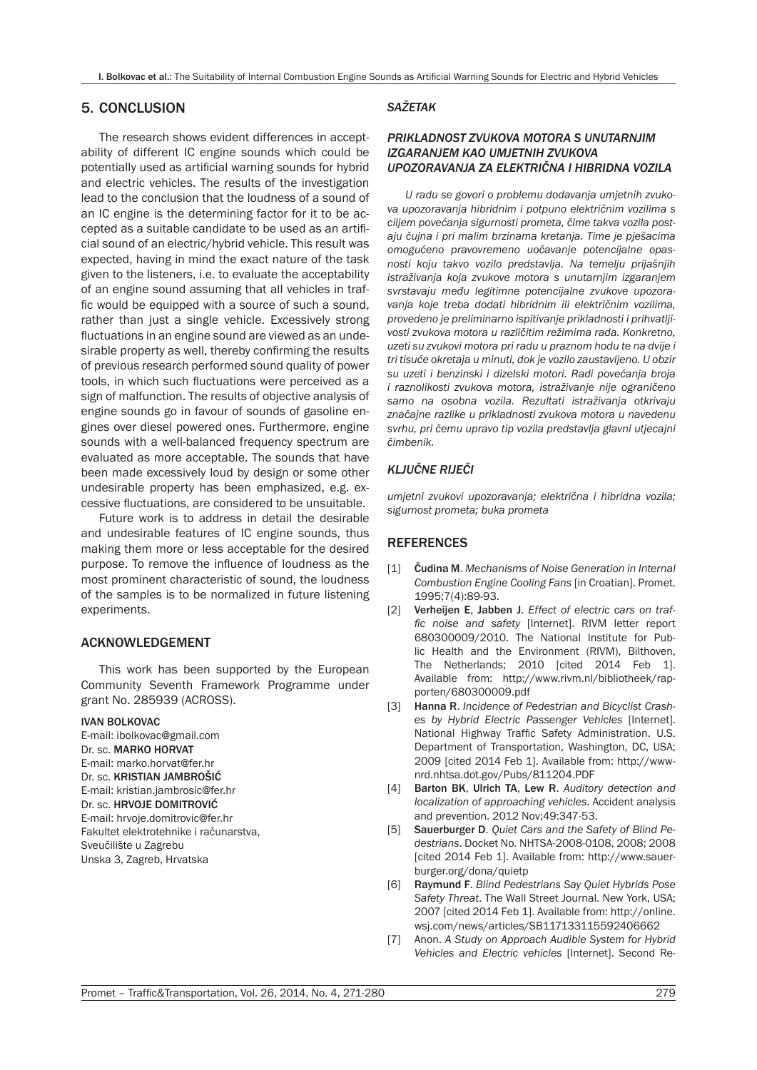## 5. CONCLUSION

The research shows evident differences in acceptability of different IC engine sounds which could be potentially used as artificial warning sounds for hybrid and electric vehicles. The results of the investigation lead to the conclusion that the loudness of a sound of an IC engine is the determining factor for it to be accepted as a suitable candidate to be used as an artificial sound of an electric/hybrid vehicle. This result was expected, having in mind the exact nature of the task given to the listeners, i.e. to evaluate the acceptability of an engine sound assuming that all vehicles in traffic would be equipped with a source of such a sound, rather than just a single vehicle. Excessively strong fluctuations in an engine sound are viewed as an undesirable property as well, thereby confirming the results of previous research performed sound quality of power tools, in which such fluctuations were perceived as a sign of malfunction. The results of objective analysis of engine sounds go in favour of sounds of gasoline engines over diesel powered ones. Furthermore, engine sounds with a well-balanced frequency spectrum are evaluated as more acceptable. The sounds that have been made excessively loud by design or some other undesirable property has been emphasized, e.g. excessive fluctuations, are considered to be unsuitable.

Future work is to address in detail the desirable and undesirable features of IC engine sounds, thus making them more or less acceptable for the desired purpose. To remove the influence of loudness as the most prominent characteristic of sound, the loudness of the samples is to be normalized in future listening experiments.

## ACKNOWLEDGEMENT

This work has been supported by the European Community Seventh Framework Programme under grant No. 285939 (ACROSS).

**IVAN BOLKOVAC**
E-mail: ibolkovac@gmail.com
Dr. sc. **MARKO HORVAT**
E-mail: marko.horvat@fer.hr
Dr. sc. **KRISTIAN JAMBROŠIĆ**
E-mail: kristian.jambrosic@fer.hr
Dr. sc. **HRVOJE DOMITROVIĆ**
E-mail: hrvoje.domitrovic@fer.hr
Fakultet elektrotehnike i računarstva,
Sveučilište u Zagrebu
Unska 3, Zagreb, Hrvatska

## *SAŽETAK*

### *PRIKLADNOST ZVUKOVA MOTORA S UNUTARNJIM IZGARANJEM KAO UMJETNIH ZVUKOVA UPOZORAVANJA ZA ELEKTRIČNA I HIBRIDNA VOZILA*

*U radu se govori o problemu dodavanja umjetnih zvukova upozoravanja hibridnim i potpuno električnim vozilima s ciljem povećanja sigurnosti prometa, čime takva vozila postaju čujna i pri malim brzinama kretanja. Time je pješacima omogućeno pravovremeno uočavanje potencijalne opasnosti koju takvo vozilo predstavlja. Na temelju prijašnjih istraživanja koja zvukove motora s unutarnjim izgaranjem svrstavaju među legitimne potencijalne zvukove upozoravanja koje treba dodati hibridnim ili električnim vozilima, provedeno je preliminarno ispitivanje prikladnosti i prihvatljivosti zvukova motora u različitim režimima rada. Konkretno, uzeti su zvukovi motora pri radu u praznom hodu te na dvije i tri tisuće okretaja u minuti, dok je vozilo zaustavljeno. U obzir su uzeti i benzinski i dizelski motori. Radi povećanja broja i raznolikosti zvukova motora, istraživanje nije ograničeno samo na osobna vozila. Rezultati istraživanja otkrivaju značajne razlike u prikladnosti zvukova motora u navedenu svrhu, pri čemu upravo tip vozila predstavlja glavni utjecajni čimbenik.*

## *KLJUČNE RIJEČI*

*umjetni zvukovi upozoravanja; električna i hibridna vozila; sigurnost prometa; buka prometa*

## REFERENCES

[1] **Čudina M**. *Mechanisms of Noise Generation in Internal Combustion Engine Cooling Fans* [in Croatian]. Promet. 1995;7(4):89-93.

[2] **Verheijen E**, **Jabben J**. *Effect of electric cars on traffic noise and safety* [Internet]. RIVM letter report 680300009/2010. The National Institute for Public Health and the Environment (RIVM), Bilthoven, The Netherlands; 2010 [cited 2014 Feb 1]. Available from: http://www.rivm.nl/bibliotheek/rapporten/680300009.pdf

[3] **Hanna R**. *Incidence of Pedestrian and Bicyclist Crashes by Hybrid Electric Passenger Vehicles* [Internet]. National Highway Traffic Safety Administration. U.S. Department of Transportation, Washington, DC, USA; 2009 [cited 2014 Feb 1]. Available from: http://www-nrd.nhtsa.dot.gov/Pubs/811204.PDF

[4] **Barton BK**, **Ulrich TA**, **Lew R**. *Auditory detection and localization of approaching vehicles*. Accident analysis and prevention. 2012 Nov;49:347-53.

[5] **Sauerburger D**. *Quiet Cars and the Safety of Blind Pedestrians*. Docket No. NHTSA-2008-0108, 2008; 2008 [cited 2014 Feb 1]. Available from: http://www.sauerburger.org/dona/quietp

[6] **Raymund F**. *Blind Pedestrians Say Quiet Hybrids Pose Safety Threat*. The Wall Street Journal. New York, USA; 2007 [cited 2014 Feb 1]. Available from: http://online.wsj.com/news/articles/SB117133115592406662

[7] Anon. *A Study on Approach Audible System for Hybrid Vehicles and Electric vehicles* [Internet]. Second Re-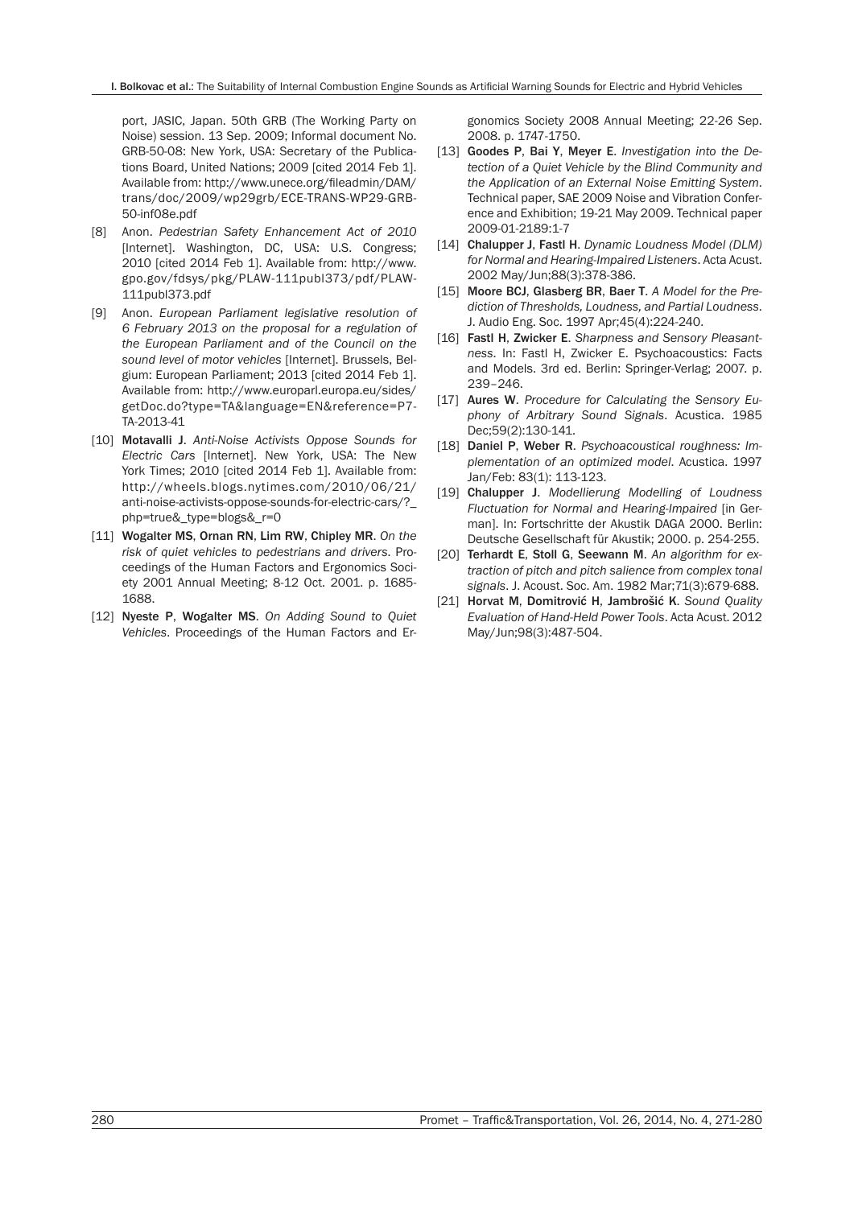port, JASIC, Japan. 50th GRB (The Working Party on Noise) session. 13 Sep. 2009; Informal document No. GRB-50-08: New York, USA: Secretary of the Publications Board, United Nations; 2009 [cited 2014 Feb 1]. Available from: http://www.unece.org/fileadmin/DAM/trans/doc/2009/wp29grb/ECE-TRANS-WP29-GRB-50-inf08e.pdf

[8] Anon. *Pedestrian Safety Enhancement Act of 2010* [Internet]. Washington, DC, USA: U.S. Congress; 2010 [cited 2014 Feb 1]. Available from: http://www.gpo.gov/fdsys/pkg/PLAW-111publ373/pdf/PLAW-111publ373.pdf

[9] Anon. *European Parliament legislative resolution of 6 February 2013 on the proposal for a regulation of the European Parliament and of the Council on the sound level of motor vehicles* [Internet]. Brussels, Belgium: European Parliament; 2013 [cited 2014 Feb 1]. Available from: http://www.europarl.europa.eu/sides/getDoc.do?type=TA&language=EN&reference=P7-TA-2013-41

[10] **Motavalli J**. *Anti-Noise Activists Oppose Sounds for Electric Cars* [Internet]. New York, USA: The New York Times; 2010 [cited 2014 Feb 1]. Available from: http://wheels.blogs.nytimes.com/2010/06/21/anti-noise-activists-oppose-sounds-for-electric-cars/?_php=true&_type=blogs&_r=0

[11] **Wogalter MS**, **Ornan RN**, **Lim RW**, **Chipley MR**. *On the risk of quiet vehicles to pedestrians and drivers*. Proceedings of the Human Factors and Ergonomics Society 2001 Annual Meeting; 8-12 Oct. 2001. p. 1685-1688.

[12] **Nyeste P**, **Wogalter MS**. *On Adding Sound to Quiet Vehicles*. Proceedings of the Human Factors and Ergonomics Society 2008 Annual Meeting; 22-26 Sep. 2008. p. 1747-1750.

[13] **Goodes P**, **Bai Y**, **Meyer E**. *Investigation into the Detection of a Quiet Vehicle by the Blind Community and the Application of an External Noise Emitting System*. Technical paper, SAE 2009 Noise and Vibration Conference and Exhibition; 19-21 May 2009. Technical paper 2009-01-2189:1-7

[14] **Chalupper J**, **Fastl H**. *Dynamic Loudness Model (DLM) for Normal and Hearing-Impaired Listeners*. Acta Acust. 2002 May/Jun;88(3):378-386.

[15] **Moore BCJ**, **Glasberg BR**, **Baer T**. *A Model for the Prediction of Thresholds, Loudness, and Partial Loudness*. J. Audio Eng. Soc. 1997 Apr;45(4):224-240.

[16] **Fastl H**, **Zwicker E**. *Sharpness and Sensory Pleasantness*. In: Fastl H, Zwicker E. Psychoacoustics: Facts and Models. 3rd ed. Berlin: Springer-Verlag; 2007. p. 239–246.

[17] **Aures W**. *Procedure for Calculating the Sensory Euphony of Arbitrary Sound Signals*. Acustica. 1985 Dec;59(2):130-141.

[18] **Daniel P**, **Weber R**. *Psychoacoustical roughness: Implementation of an optimized model*. Acustica. 1997 Jan/Feb: 83(1): 113-123.

[19] **Chalupper J**. *Modellierung Modelling of Loudness Fluctuation for Normal and Hearing-Impaired* [in German]. In: Fortschritte der Akustik DAGA 2000. Berlin: Deutsche Gesellschaft für Akustik; 2000. p. 254-255.

[20] **Terhardt E**, **Stoll G**, **Seewann M**. *An algorithm for extraction of pitch and pitch salience from complex tonal signals*. J. Acoust. Soc. Am. 1982 Mar;71(3):679-688.

[21] **Horvat M**, **Domitrović H**, **Jambrošić K**. *Sound Quality Evaluation of Hand-Held Power Tools*. Acta Acust. 2012 May/Jun;98(3):487-504.